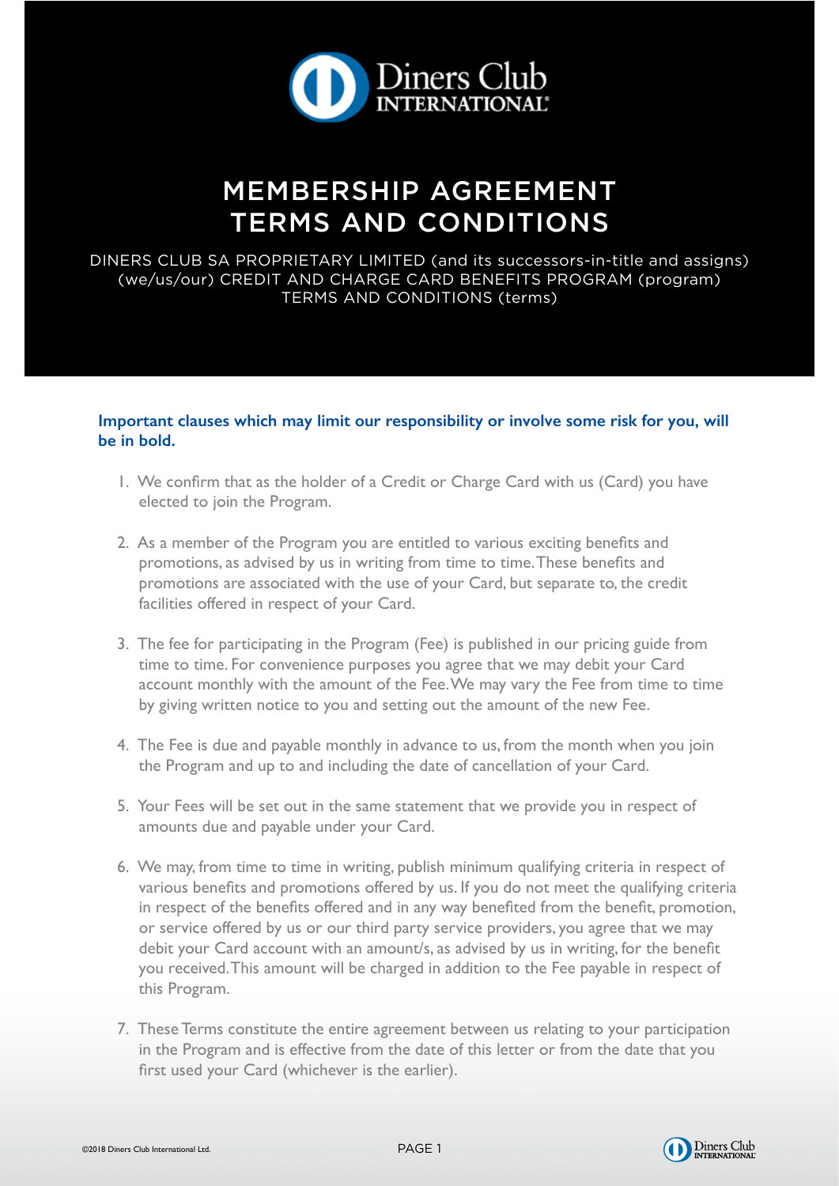# MEMBERSHIP AGREEMENT TERMS AND CONDITIONS

DINERS CLUB SA PROPRIETARY LIMITED (and its successors-in-title and assigns) (we/us/our) CREDIT AND CHARGE CARD BENEFITS PROGRAM (program) TERMS AND CONDITIONS (terms)

**Important clauses which may limit our responsibility or involve some risk for you, will be in bold.**

1. We confirm that as the holder of a Credit or Charge Card with us (Card) you have elected to join the Program.

2. As a member of the Program you are entitled to various exciting benefits and promotions, as advised by us in writing from time to time. These benefits and promotions are associated with the use of your Card, but separate to, the credit facilities offered in respect of your Card.

3. The fee for participating in the Program (Fee) is published in our pricing guide from time to time. For convenience purposes you agree that we may debit your Card account monthly with the amount of the Fee. We may vary the Fee from time to time by giving written notice to you and setting out the amount of the new Fee.

4. The Fee is due and payable monthly in advance to us, from the month when you join the Program and up to and including the date of cancellation of your Card.

5. Your Fees will be set out in the same statement that we provide you in respect of amounts due and payable under your Card.

6. We may, from time to time in writing, publish minimum qualifying criteria in respect of various benefits and promotions offered by us. If you do not meet the qualifying criteria in respect of the benefits offered and in any way benefited from the benefit, promotion, or service offered by us or our third party service providers, you agree that we may debit your Card account with an amount/s, as advised by us in writing, for the benefit you received. This amount will be charged in addition to the Fee payable in respect of this Program.

7. These Terms constitute the entire agreement between us relating to your participation in the Program and is effective from the date of this letter or from the date that you first used your Card (whichever is the earlier).

©2018 Diners Club International Ltd.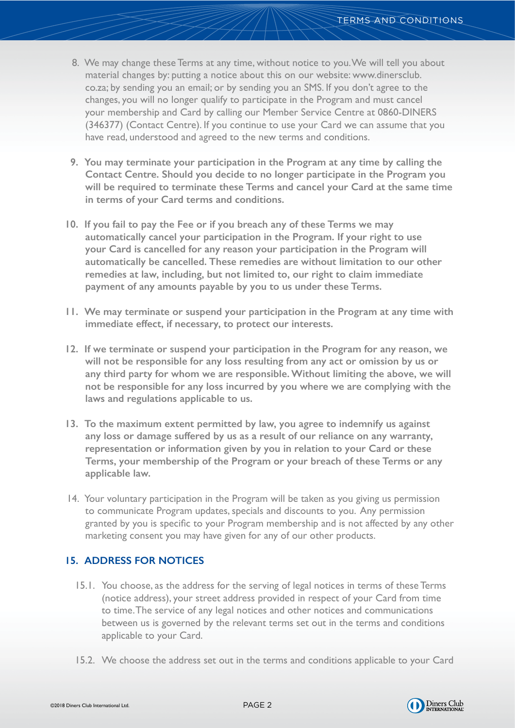8. We may change these Terms at any time, without notice to you. We will tell you about material changes by: putting a notice about this on our website: www.dinersclub.co.za; by sending you an email; or by sending you an SMS. If you don't agree to the changes, you will no longer qualify to participate in the Program and must cancel your membership and Card by calling our Member Service Centre at 0860-DINERS (346377) (Contact Centre). If you continue to use your Card we can assume that you have read, understood and agreed to the new terms and conditions.

9. **You may terminate your participation in the Program at any time by calling the Contact Centre. Should you decide to no longer participate in the Program you will be required to terminate these Terms and cancel your Card at the same time in terms of your Card terms and conditions.**

10. **If you fail to pay the Fee or if you breach any of these Terms we may automatically cancel your participation in the Program. If your right to use your Card is cancelled for any reason your participation in the Program will automatically be cancelled. These remedies are without limitation to our other remedies at law, including, but not limited to, our right to claim immediate payment of any amounts payable by you to us under these Terms.**

11. **We may terminate or suspend your participation in the Program at any time with immediate effect, if necessary, to protect our interests.**

12. **If we terminate or suspend your participation in the Program for any reason, we will not be responsible for any loss resulting from any act or omission by us or any third party for whom we are responsible. Without limiting the above, we will not be responsible for any loss incurred by you where we are complying with the laws and regulations applicable to us.**

13. **To the maximum extent permitted by law, you agree to indemnify us against any loss or damage suffered by us as a result of our reliance on any warranty, representation or information given by you in relation to your Card or these Terms, your membership of the Program or your breach of these Terms or any applicable law.**

14. Your voluntary participation in the Program will be taken as you giving us permission to communicate Program updates, specials and discounts to you. Any permission granted by you is specific to your Program membership and is not affected by any other marketing consent you may have given for any of our other products.

## 15. ADDRESS FOR NOTICES

15.1. You choose, as the address for the serving of legal notices in terms of these Terms (notice address), your street address provided in respect of your Card from time to time. The service of any legal notices and other notices and communications between us is governed by the relevant terms set out in the terms and conditions applicable to your Card.

15.2. We choose the address set out in the terms and conditions applicable to your Card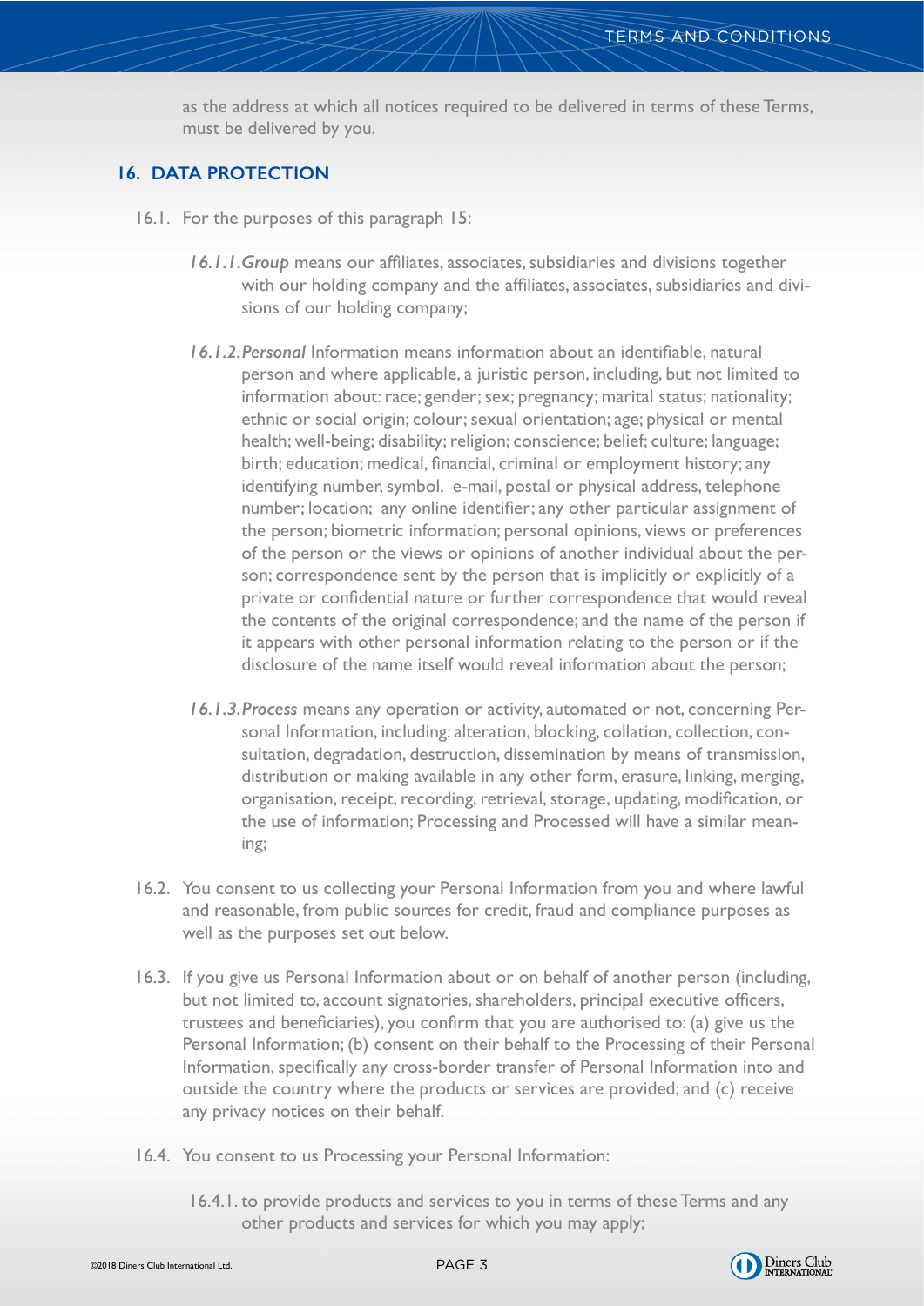as the address at which all notices required to be delivered in terms of these Terms, must be delivered by you.

## 16. DATA PROTECTION

16.1. For the purposes of this paragraph 15:

*16.1.1.Group* means our affiliates, associates, subsidiaries and divisions together with our holding company and the affiliates, associates, subsidiaries and divisions of our holding company;

*16.1.2.Personal* Information means information about an identifiable, natural person and where applicable, a juristic person, including, but not limited to information about: race; gender; sex; pregnancy; marital status; nationality; ethnic or social origin; colour; sexual orientation; age; physical or mental health; well-being; disability; religion; conscience; belief; culture; language; birth; education; medical, financial, criminal or employment history; any identifying number, symbol, e-mail, postal or physical address, telephone number; location; any online identifier; any other particular assignment of the person; biometric information; personal opinions, views or preferences of the person or the views or opinions of another individual about the person; correspondence sent by the person that is implicitly or explicitly of a private or confidential nature or further correspondence that would reveal the contents of the original correspondence; and the name of the person if it appears with other personal information relating to the person or if the disclosure of the name itself would reveal information about the person;

*16.1.3.Process* means any operation or activity, automated or not, concerning Personal Information, including: alteration, blocking, collation, collection, consultation, degradation, destruction, dissemination by means of transmission, distribution or making available in any other form, erasure, linking, merging, organisation, receipt, recording, retrieval, storage, updating, modification, or the use of information; Processing and Processed will have a similar meaning;

16.2. You consent to us collecting your Personal Information from you and where lawful and reasonable, from public sources for credit, fraud and compliance purposes as well as the purposes set out below.

16.3. If you give us Personal Information about or on behalf of another person (including, but not limited to, account signatories, shareholders, principal executive officers, trustees and beneficiaries), you confirm that you are authorised to: (a) give us the Personal Information; (b) consent on their behalf to the Processing of their Personal Information, specifically any cross-border transfer of Personal Information into and outside the country where the products or services are provided; and (c) receive any privacy notices on their behalf.

16.4. You consent to us Processing your Personal Information:

16.4.1. to provide products and services to you in terms of these Terms and any other products and services for which you may apply;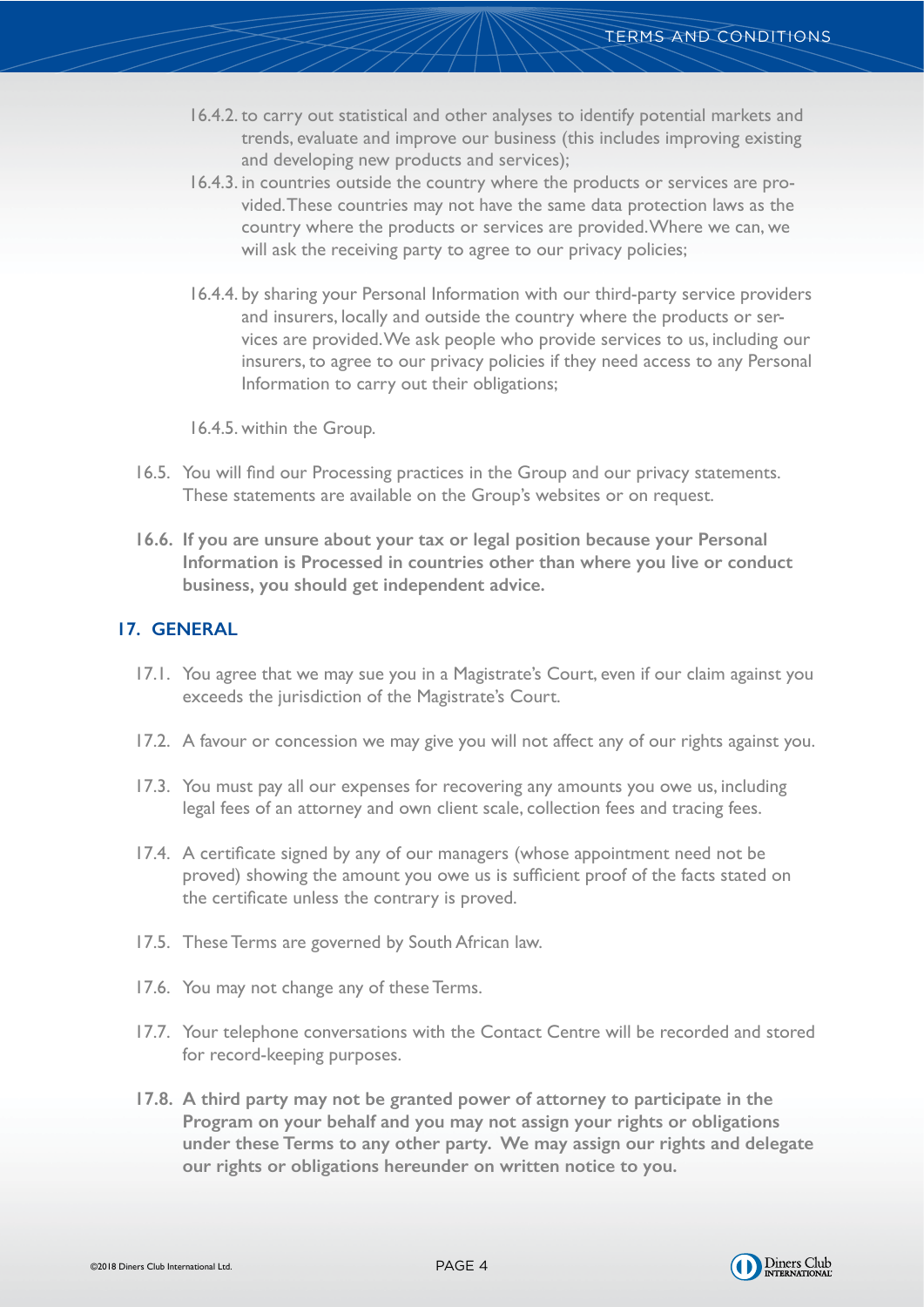16.4.2. to carry out statistical and other analyses to identify potential markets and trends, evaluate and improve our business (this includes improving existing and developing new products and services);

16.4.3. in countries outside the country where the products or services are provided. These countries may not have the same data protection laws as the country where the products or services are provided. Where we can, we will ask the receiving party to agree to our privacy policies;

16.4.4. by sharing your Personal Information with our third-party service providers and insurers, locally and outside the country where the products or services are provided. We ask people who provide services to us, including our insurers, to agree to our privacy policies if they need access to any Personal Information to carry out their obligations;

16.4.5. within the Group.

16.5. You will find our Processing practices in the Group and our privacy statements. These statements are available on the Group's websites or on request.

**16.6. If you are unsure about your tax or legal position because your Personal Information is Processed in countries other than where you live or conduct business, you should get independent advice.**

## 17. GENERAL

17.1. You agree that we may sue you in a Magistrate's Court, even if our claim against you exceeds the jurisdiction of the Magistrate's Court.

17.2. A favour or concession we may give you will not affect any of our rights against you.

17.3. You must pay all our expenses for recovering any amounts you owe us, including legal fees of an attorney and own client scale, collection fees and tracing fees.

17.4. A certificate signed by any of our managers (whose appointment need not be proved) showing the amount you owe us is sufficient proof of the facts stated on the certificate unless the contrary is proved.

17.5. These Terms are governed by South African law.

17.6. You may not change any of these Terms.

17.7. Your telephone conversations with the Contact Centre will be recorded and stored for record-keeping purposes.

**17.8. A third party may not be granted power of attorney to participate in the Program on your behalf and you may not assign your rights or obligations under these Terms to any other party. We may assign our rights and delegate our rights or obligations hereunder on written notice to you.**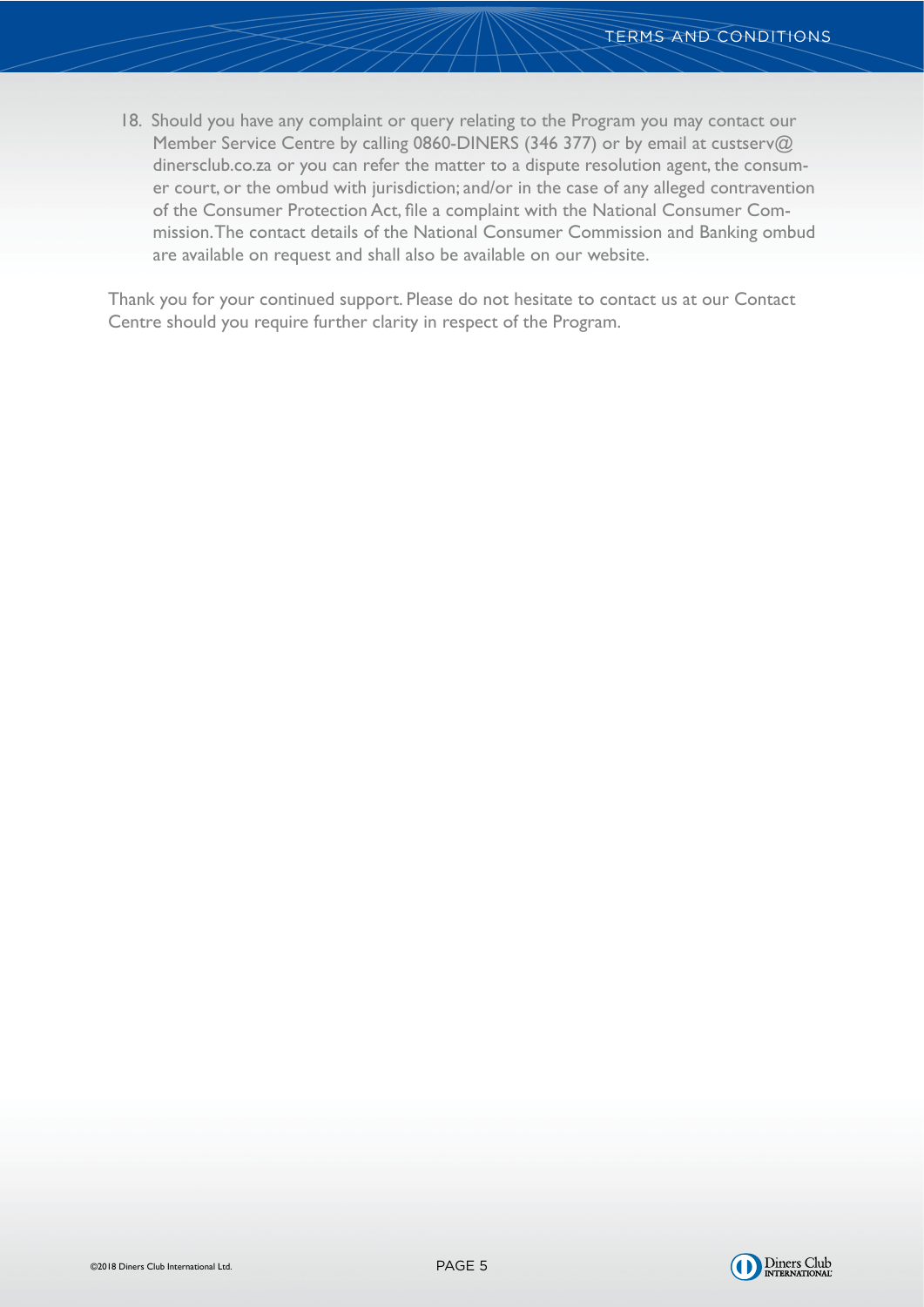18. Should you have any complaint or query relating to the Program you may contact our Member Service Centre by calling 0860-DINERS (346 377) or by email at custserv@dinersclub.co.za or you can refer the matter to a dispute resolution agent, the consumer court, or the ombud with jurisdiction; and/or in the case of any alleged contravention of the Consumer Protection Act, file a complaint with the National Consumer Commission. The contact details of the National Consumer Commission and Banking ombud are available on request and shall also be available on our website.

Thank you for your continued support. Please do not hesitate to contact us at our Contact Centre should you require further clarity in respect of the Program.